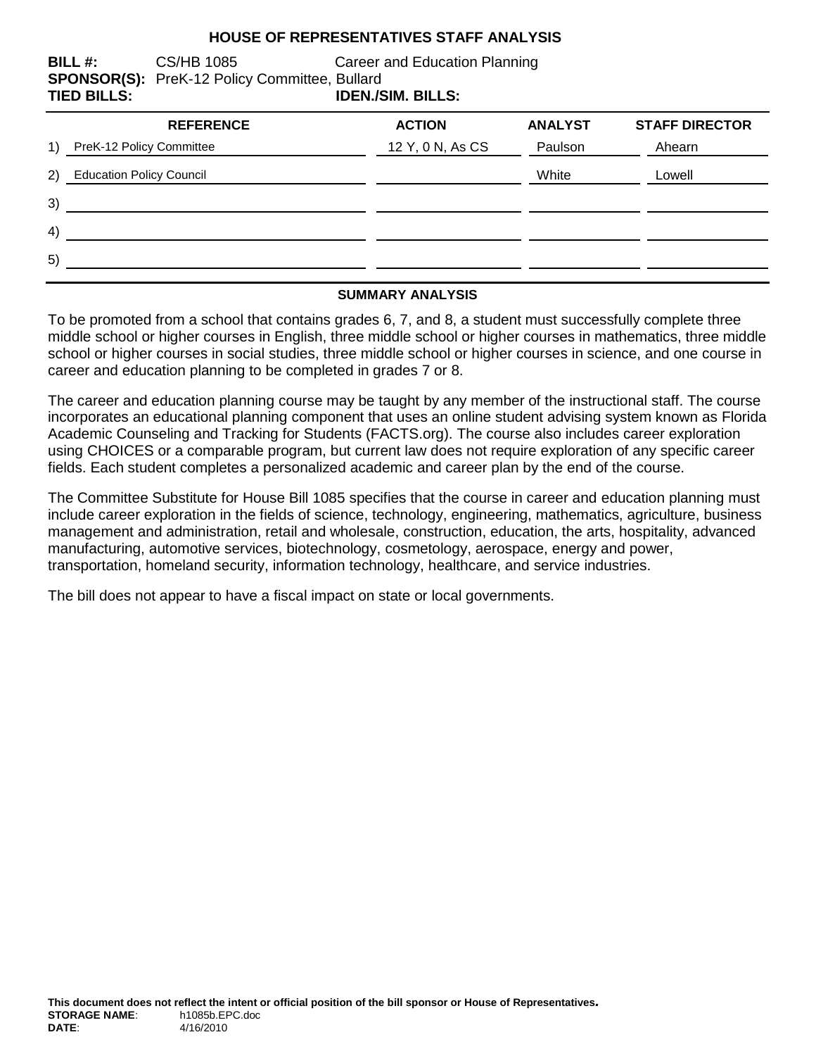# HOUSE OF REPRESENTATIVES STAFF ANALYSIS

**BILL #:** CS/HB 1085 Career and Education Planning
**SPONSOR(S):** PreK-12 Policy Committee, Bullard
**TIED BILLS:** **IDEN./SIM. BILLS:**

| REFERENCE | ACTION | ANALYST | STAFF DIRECTOR |
|---|---|---|---|
| 1) PreK-12 Policy Committee | 12 Y, 0 N, As CS | Paulson | Ahearn |
| 2) Education Policy Council | | White | Lowell |
| 3) | | | |
| 4) | | | |
| 5) | | | |

## SUMMARY ANALYSIS

To be promoted from a school that contains grades 6, 7, and 8, a student must successfully complete three middle school or higher courses in English, three middle school or higher courses in mathematics, three middle school or higher courses in social studies, three middle school or higher courses in science, and one course in career and education planning to be completed in grades 7 or 8.

The career and education planning course may be taught by any member of the instructional staff. The course incorporates an educational planning component that uses an online student advising system known as Florida Academic Counseling and Tracking for Students (FACTS.org). The course also includes career exploration using CHOICES or a comparable program, but current law does not require exploration of any specific career fields. Each student completes a personalized academic and career plan by the end of the course.

The Committee Substitute for House Bill 1085 specifies that the course in career and education planning must include career exploration in the fields of science, technology, engineering, mathematics, agriculture, business management and administration, retail and wholesale, construction, education, the arts, hospitality, advanced manufacturing, automotive services, biotechnology, cosmetology, aerospace, energy and power, transportation, homeland security, information technology, healthcare, and service industries.

The bill does not appear to have a fiscal impact on state or local governments.

**This document does not reflect the intent or official position of the bill sponsor or House of Representatives.**
**STORAGE NAME**: h1085b.EPC.doc
**DATE**: 4/16/2010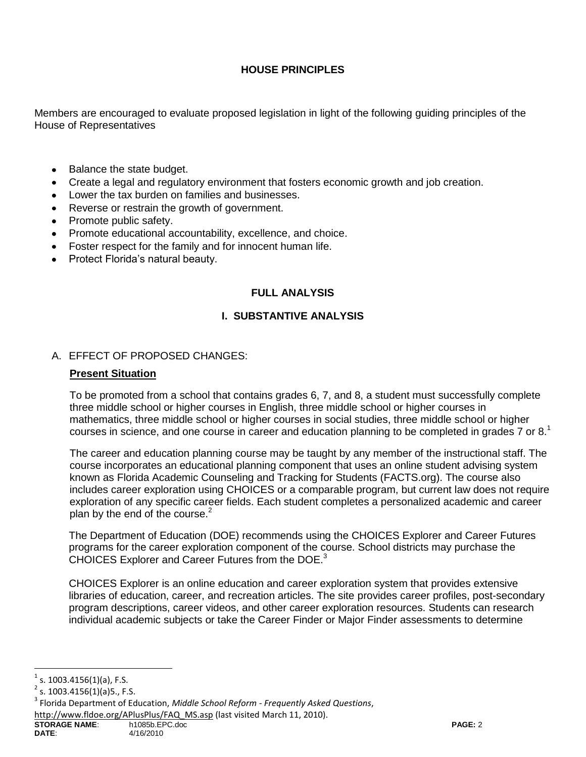## HOUSE PRINCIPLES

Members are encouraged to evaluate proposed legislation in light of the following guiding principles of the House of Representatives

- Balance the state budget.
- Create a legal and regulatory environment that fosters economic growth and job creation.
- Lower the tax burden on families and businesses.
- Reverse or restrain the growth of government.
- Promote public safety.
- Promote educational accountability, excellence, and choice.
- Foster respect for the family and for innocent human life.
- Protect Florida's natural beauty.

## FULL ANALYSIS

### I. SUBSTANTIVE ANALYSIS

A. EFFECT OF PROPOSED CHANGES:

**Present Situation**

To be promoted from a school that contains grades 6, 7, and 8, a student must successfully complete three middle school or higher courses in English, three middle school or higher courses in mathematics, three middle school or higher courses in social studies, three middle school or higher courses in science, and one course in career and education planning to be completed in grades 7 or 8.[1]

The career and education planning course may be taught by any member of the instructional staff. The course incorporates an educational planning component that uses an online student advising system known as Florida Academic Counseling and Tracking for Students (FACTS.org). The course also includes career exploration using CHOICES or a comparable program, but current law does not require exploration of any specific career fields. Each student completes a personalized academic and career plan by the end of the course.[2]

The Department of Education (DOE) recommends using the CHOICES Explorer and Career Futures programs for the career exploration component of the course. School districts may purchase the CHOICES Explorer and Career Futures from the DOE.[3]

CHOICES Explorer is an online education and career exploration system that provides extensive libraries of education, career, and recreation articles. The site provides career profiles, post-secondary program descriptions, career videos, and other career exploration resources. Students can research individual academic subjects or take the Career Finder or Major Finder assessments to determine

---

[1] s. 1003.4156(1)(a), F.S.

[2] s. 1003.4156(1)(a)5., F.S.

[3] Florida Department of Education, *Middle School Reform - Frequently Asked Questions*, http://www.fldoe.org/APlusPlus/FAQ_MS.asp (last visited March 11, 2010).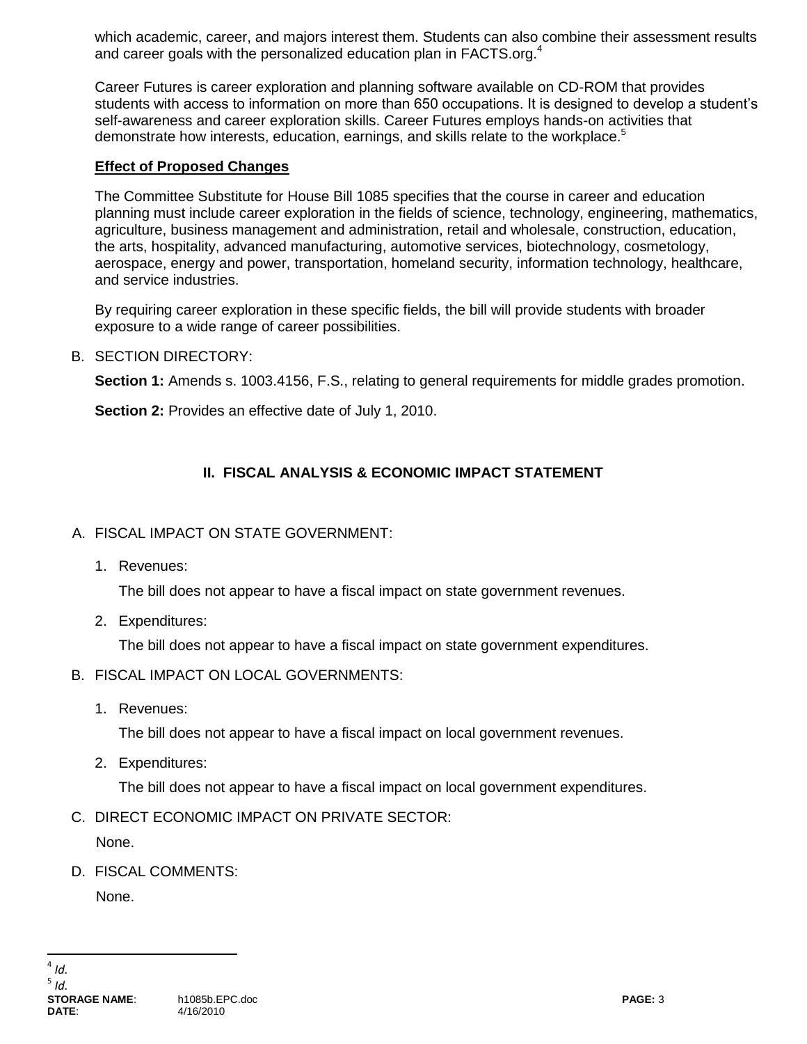which academic, career, and majors interest them. Students can also combine their assessment results and career goals with the personalized education plan in FACTS.org.[4]

Career Futures is career exploration and planning software available on CD-ROM that provides students with access to information on more than 650 occupations. It is designed to develop a student's self-awareness and career exploration skills. Career Futures employs hands-on activities that demonstrate how interests, education, earnings, and skills relate to the workplace.[5]

**Effect of Proposed Changes**

The Committee Substitute for House Bill 1085 specifies that the course in career and education planning must include career exploration in the fields of science, technology, engineering, mathematics, agriculture, business management and administration, retail and wholesale, construction, education, the arts, hospitality, advanced manufacturing, automotive services, biotechnology, cosmetology, aerospace, energy and power, transportation, homeland security, information technology, healthcare, and service industries.

By requiring career exploration in these specific fields, the bill will provide students with broader exposure to a wide range of career possibilities.

B. SECTION DIRECTORY:

**Section 1:** Amends s. 1003.4156, F.S., relating to general requirements for middle grades promotion.

**Section 2:** Provides an effective date of July 1, 2010.

## II. FISCAL ANALYSIS & ECONOMIC IMPACT STATEMENT

A. FISCAL IMPACT ON STATE GOVERNMENT:

1. Revenues:

   The bill does not appear to have a fiscal impact on state government revenues.

2. Expenditures:

   The bill does not appear to have a fiscal impact on state government expenditures.

B. FISCAL IMPACT ON LOCAL GOVERNMENTS:

1. Revenues:

   The bill does not appear to have a fiscal impact on local government revenues.

2. Expenditures:

   The bill does not appear to have a fiscal impact on local government expenditures.

C. DIRECT ECONOMIC IMPACT ON PRIVATE SECTOR:

None.

D. FISCAL COMMENTS:

None.

---

[4] *Id.*

[5] *Id.*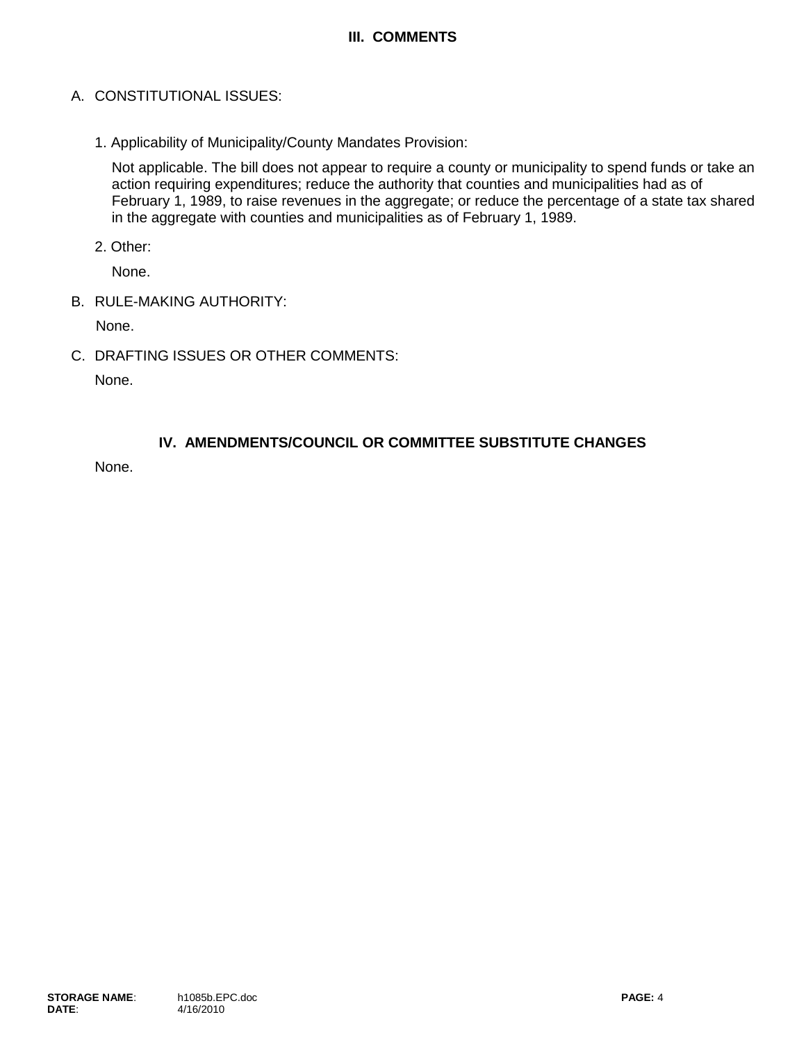## III. COMMENTS

A. CONSTITUTIONAL ISSUES:

1. Applicability of Municipality/County Mandates Provision:

   Not applicable. The bill does not appear to require a county or municipality to spend funds or take an action requiring expenditures; reduce the authority that counties and municipalities had as of February 1, 1989, to raise revenues in the aggregate; or reduce the percentage of a state tax shared in the aggregate with counties and municipalities as of February 1, 1989.

2. Other:

   None.

B. RULE-MAKING AUTHORITY:

None.

C. DRAFTING ISSUES OR OTHER COMMENTS:

None.

## IV. AMENDMENTS/COUNCIL OR COMMITTEE SUBSTITUTE CHANGES

None.